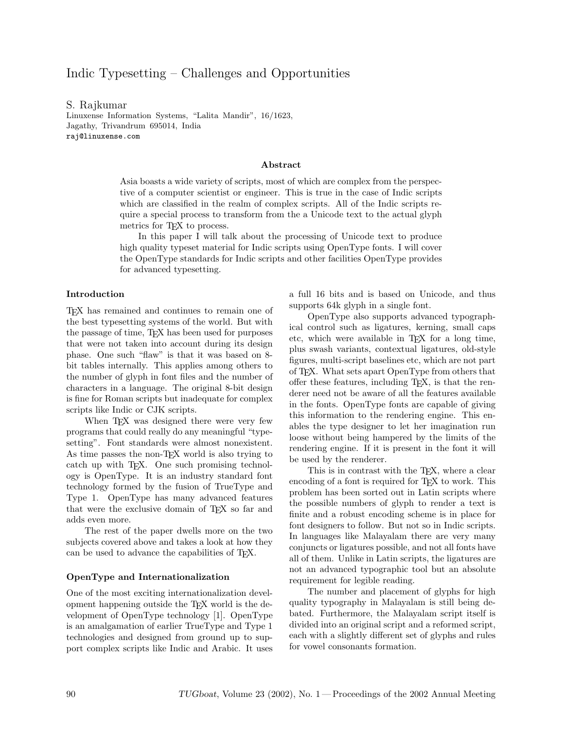# Indic Typesetting – Challenges and Opportunities

S. Rajkumar
Linuxense Information Systems, "Lalita Mandir", 16/1623,
Jagathy, Trivandrum 695014, India
raj@linuxense.com

### Abstract

Asia boasts a wide variety of scripts, most of which are complex from the perspective of a computer scientist or engineer. This is true in the case of Indic scripts which are classified in the realm of complex scripts. All of the Indic scripts require a special process to transform from the a Unicode text to the actual glyph metrics for TeX to process.

In this paper I will talk about the processing of Unicode text to produce high quality typeset material for Indic scripts using OpenType fonts. I will cover the OpenType standards for Indic scripts and other facilities OpenType provides for advanced typesetting.

## Introduction

TeX has remained and continues to remain one of the best typesetting systems of the world. But with the passage of time, TeX has been used for purposes that were not taken into account during its design phase. One such "flaw" is that it was based on 8-bit tables internally. This applies among others to the number of glyph in font files and the number of characters in a language. The original 8-bit design is fine for Roman scripts but inadequate for complex scripts like Indic or CJK scripts.

When TeX was designed there were very few programs that could really do any meaningful "typesetting". Font standards were almost nonexistent. As time passes the non-TeX world is also trying to catch up with TeX. One such promising technology is OpenType. It is an industry standard font technology formed by the fusion of TrueType and Type 1. OpenType has many advanced features that were the exclusive domain of TeX so far and adds even more.

The rest of the paper dwells more on the two subjects covered above and takes a look at how they can be used to advance the capabilities of TeX.

## OpenType and Internationalization

One of the most exciting internationalization development happening outside the TeX world is the development of OpenType technology [1]. OpenType is an amalgamation of earlier TrueType and Type 1 technologies and designed from ground up to support complex scripts like Indic and Arabic. It uses a full 16 bits and is based on Unicode, and thus supports 64k glyph in a single font.

OpenType also supports advanced typographical control such as ligatures, kerning, small caps etc, which were available in TeX for a long time, plus swash variants, contextual ligatures, old-style figures, multi-script baselines etc, which are not part of TeX. What sets apart OpenType from others that offer these features, including TeX, is that the renderer need not be aware of all the features available in the fonts. OpenType fonts are capable of giving this information to the rendering engine. This enables the type designer to let her imagination run loose without being hampered by the limits of the rendering engine. If it is present in the font it will be used by the renderer.

This is in contrast with the TeX, where a clear encoding of a font is required for TeX to work. This problem has been sorted out in Latin scripts where the possible numbers of glyph to render a text is finite and a robust encoding scheme is in place for font designers to follow. But not so in Indic scripts. In languages like Malayalam there are very many conjuncts or ligatures possible, and not all fonts have all of them. Unlike in Latin scripts, the ligatures are not an advanced typographic tool but an absolute requirement for legible reading.

The number and placement of glyphs for high quality typography in Malayalam is still being debated. Furthermore, the Malayalam script itself is divided into an original script and a reformed script, each with a slightly different set of glyphs and rules for vowel consonants formation.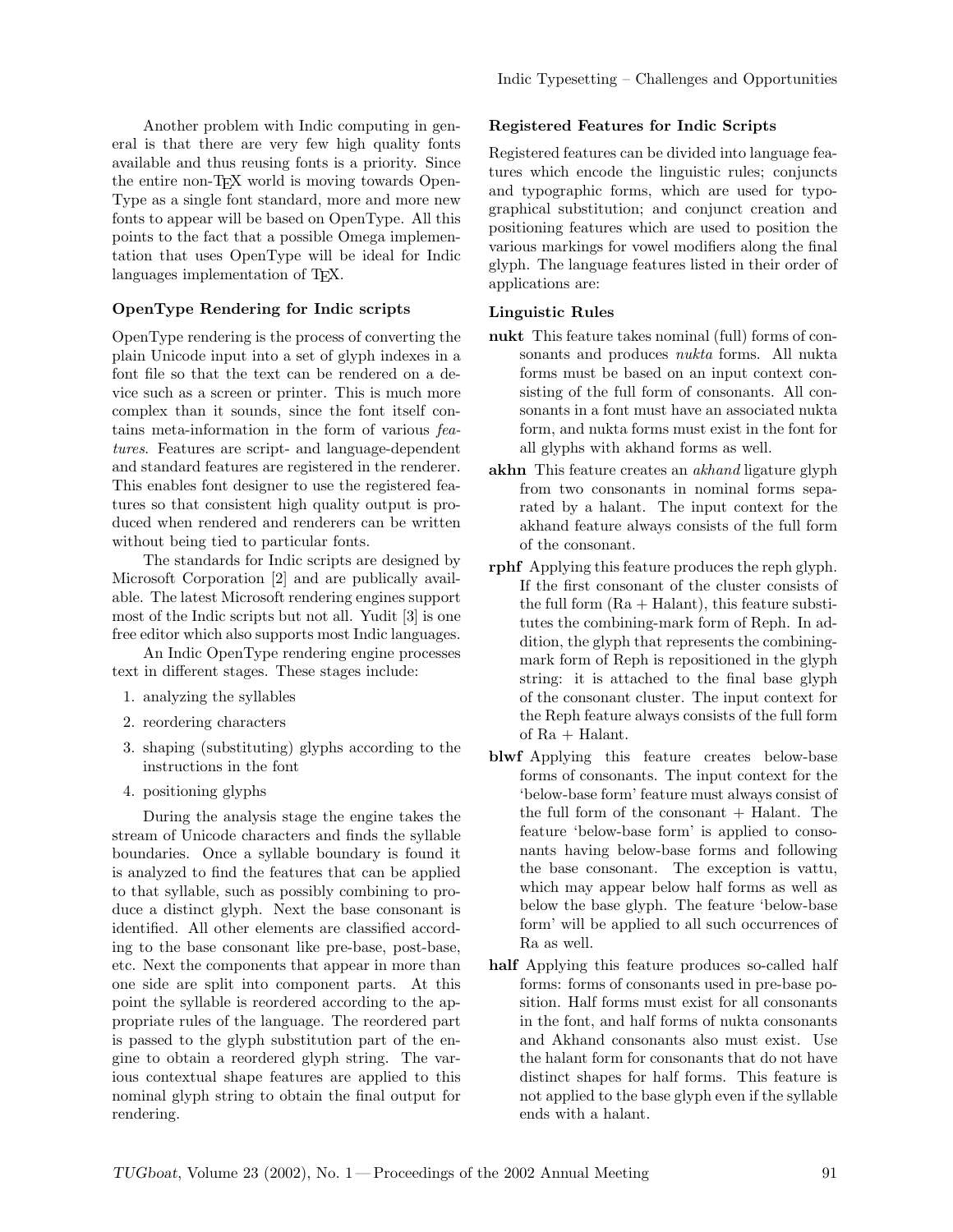Another problem with Indic computing in general is that there are very few high quality fonts available and thus reusing fonts is a priority. Since the entire non-TEX world is moving towards OpenType as a single font standard, more and more new fonts to appear will be based on OpenType. All this points to the fact that a possible Omega implementation that uses OpenType will be ideal for Indic languages implementation of TEX.

### OpenType Rendering for Indic scripts

OpenType rendering is the process of converting the plain Unicode input into a set of glyph indexes in a font file so that the text can be rendered on a device such as a screen or printer. This is much more complex than it sounds, since the font itself contains meta-information in the form of various *features*. Features are script- and language-dependent and standard features are registered in the renderer. This enables font designer to use the registered features so that consistent high quality output is produced when rendered and renderers can be written without being tied to particular fonts.

The standards for Indic scripts are designed by Microsoft Corporation [2] and are publically available. The latest Microsoft rendering engines support most of the Indic scripts but not all. Yudit [3] is one free editor which also supports most Indic languages.

An Indic OpenType rendering engine processes text in different stages. These stages include:

1. analyzing the syllables
2. reordering characters
3. shaping (substituting) glyphs according to the instructions in the font
4. positioning glyphs

During the analysis stage the engine takes the stream of Unicode characters and finds the syllable boundaries. Once a syllable boundary is found it is analyzed to find the features that can be applied to that syllable, such as possibly combining to produce a distinct glyph. Next the base consonant is identified. All other elements are classified according to the base consonant like pre-base, post-base, etc. Next the components that appear in more than one side are split into component parts. At this point the syllable is reordered according to the appropriate rules of the language. The reordered part is passed to the glyph substitution part of the engine to obtain a reordered glyph string. The various contextual shape features are applied to this nominal glyph string to obtain the final output for rendering.

### Registered Features for Indic Scripts

Registered features can be divided into language features which encode the linguistic rules; conjuncts and typographic forms, which are used for typographical substitution; and conjunct creation and positioning features which are used to position the various markings for vowel modifiers along the final glyph. The language features listed in their order of applications are:

### Linguistic Rules

**nukt** This feature takes nominal (full) forms of consonants and produces *nukta* forms. All nukta forms must be based on an input context consisting of the full form of consonants. All consonants in a font must have an associated nukta form, and nukta forms must exist in the font for all glyphs with akhand forms as well.

**akhn** This feature creates an *akhand* ligature glyph from two consonants in nominal forms separated by a halant. The input context for the akhand feature always consists of the full form of the consonant.

**rphf** Applying this feature produces the reph glyph. If the first consonant of the cluster consists of the full form (Ra + Halant), this feature substitutes the combining-mark form of Reph. In addition, the glyph that represents the combining-mark form of Reph is repositioned in the glyph string: it is attached to the final base glyph of the consonant cluster. The input context for the Reph feature always consists of the full form of Ra + Halant.

**blwf** Applying this feature creates below-base forms of consonants. The input context for the 'below-base form' feature must always consist of the full form of the consonant + Halant. The feature 'below-base form' is applied to consonants having below-base forms and following the base consonant. The exception is vattu, which may appear below half forms as well as below the base glyph. The feature 'below-base form' will be applied to all such occurrences of Ra as well.

**half** Applying this feature produces so-called half forms: forms of consonants used in pre-base position. Half forms must exist for all consonants in the font, and half forms of nukta consonants and Akhand consonants also must exist. Use the halant form for consonants that do not have distinct shapes for half forms. This feature is not applied to the base glyph even if the syllable ends with a halant.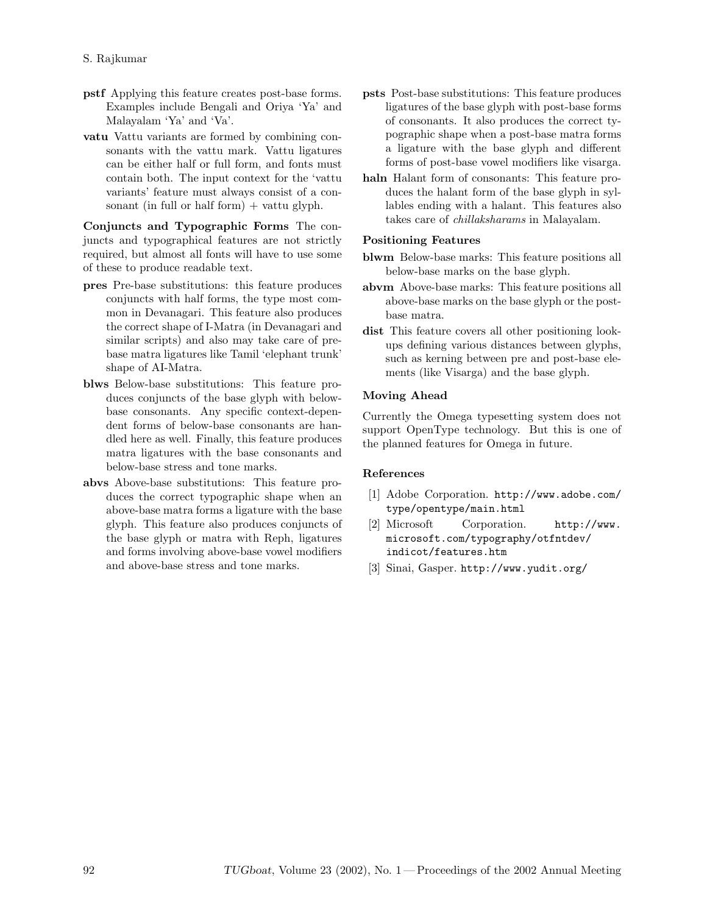**pstf** Applying this feature creates post-base forms. Examples include Bengali and Oriya 'Ya' and Malayalam 'Ya' and 'Va'.

**vatu** Vattu variants are formed by combining consonants with the vattu mark. Vattu ligatures can be either half or full form, and fonts must contain both. The input context for the 'vattu variants' feature must always consist of a consonant (in full or half form) + vattu glyph.

**Conjuncts and Typographic Forms** The conjuncts and typographical features are not strictly required, but almost all fonts will have to use some of these to produce readable text.

**pres** Pre-base substitutions: this feature produces conjuncts with half forms, the type most common in Devanagari. This feature also produces the correct shape of I-Matra (in Devanagari and similar scripts) and also may take care of pre-base matra ligatures like Tamil 'elephant trunk' shape of AI-Matra.

**blws** Below-base substitutions: This feature produces conjuncts of the base glyph with below-base consonants. Any specific context-dependent forms of below-base consonants are handled here as well. Finally, this feature produces matra ligatures with the base consonants and below-base stress and tone marks.

**abvs** Above-base substitutions: This feature produces the correct typographic shape when an above-base matra forms a ligature with the base glyph. This feature also produces conjuncts of the base glyph or matra with Reph, ligatures and forms involving above-base vowel modifiers and above-base stress and tone marks.

**psts** Post-base substitutions: This feature produces ligatures of the base glyph with post-base forms of consonants. It also produces the correct typographic shape when a post-base matra forms a ligature with the base glyph and different forms of post-base vowel modifiers like visarga.

**haln** Halant form of consonants: This feature produces the halant form of the base glyph in syllables ending with a halant. This features also takes care of *chillaksharams* in Malayalam.

### Positioning Features

**blwm** Below-base marks: This feature positions all below-base marks on the base glyph.

**abvm** Above-base marks: This feature positions all above-base marks on the base glyph or the post-base matra.

**dist** This feature covers all other positioning lookups defining various distances between glyphs, such as kerning between pre and post-base elements (like Visarga) and the base glyph.

### Moving Ahead

Currently the Omega typesetting system does not support OpenType technology. But this is one of the planned features for Omega in future.

### References

[1] Adobe Corporation. `http://www.adobe.com/type/opentype/main.html`

[2] Microsoft Corporation. `http://www.microsoft.com/typography/otfntdev/indicot/features.htm`

[3] Sinai, Gasper. `http://www.yudit.org/`